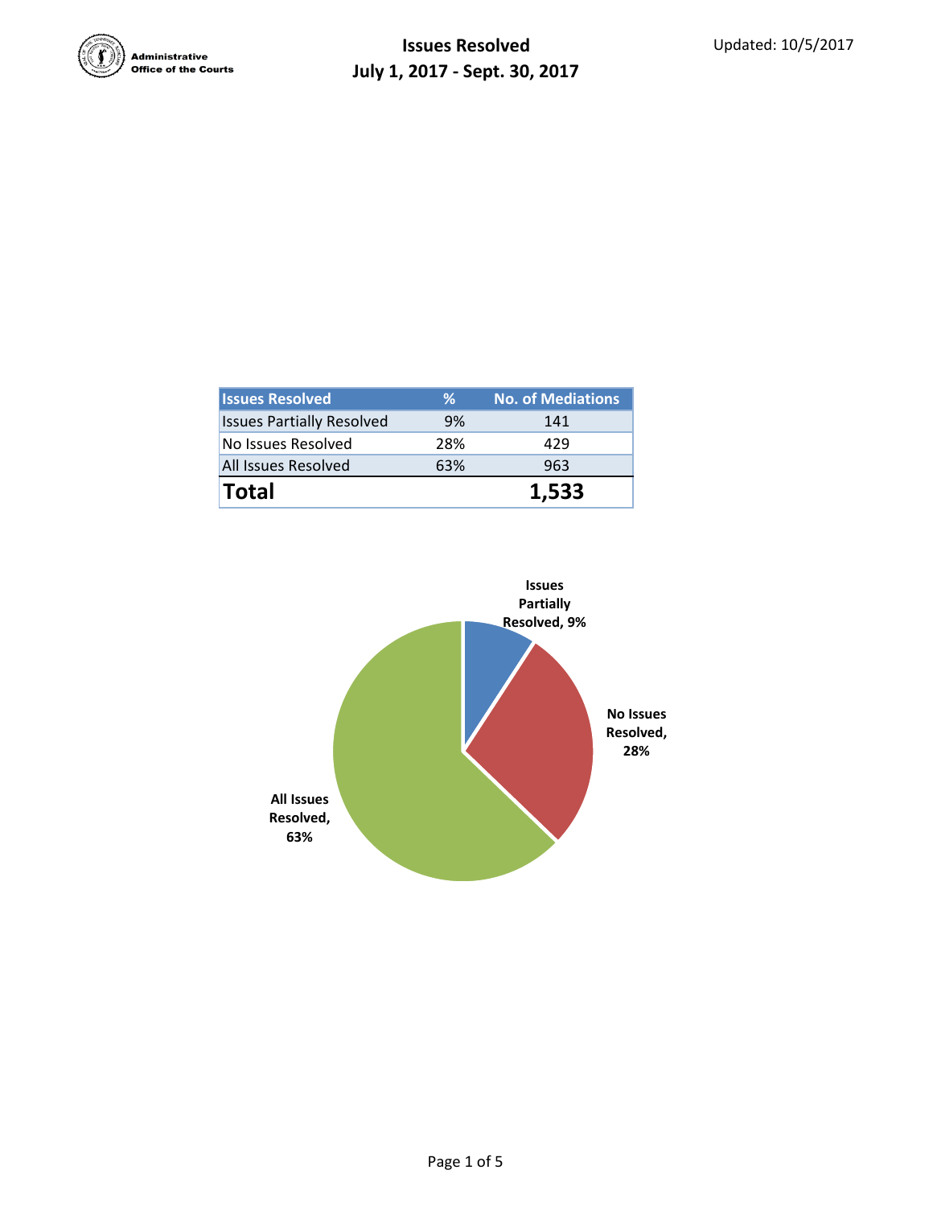Administrative Office of the Courts

# Issues Resolved
## July 1, 2017 - Sept. 30, 2017

Updated: 10/5/2017

| Issues Resolved | % | No. of Mediations |
|---|---|---|
| Issues Partially Resolved | 9% | 141 |
| No Issues Resolved | 28% | 429 |
| All Issues Resolved | 63% | 963 |
| **Total** | | **1,533** |

Issues Partially Resolved, 9%

No Issues Resolved, 28%

All Issues Resolved, 63%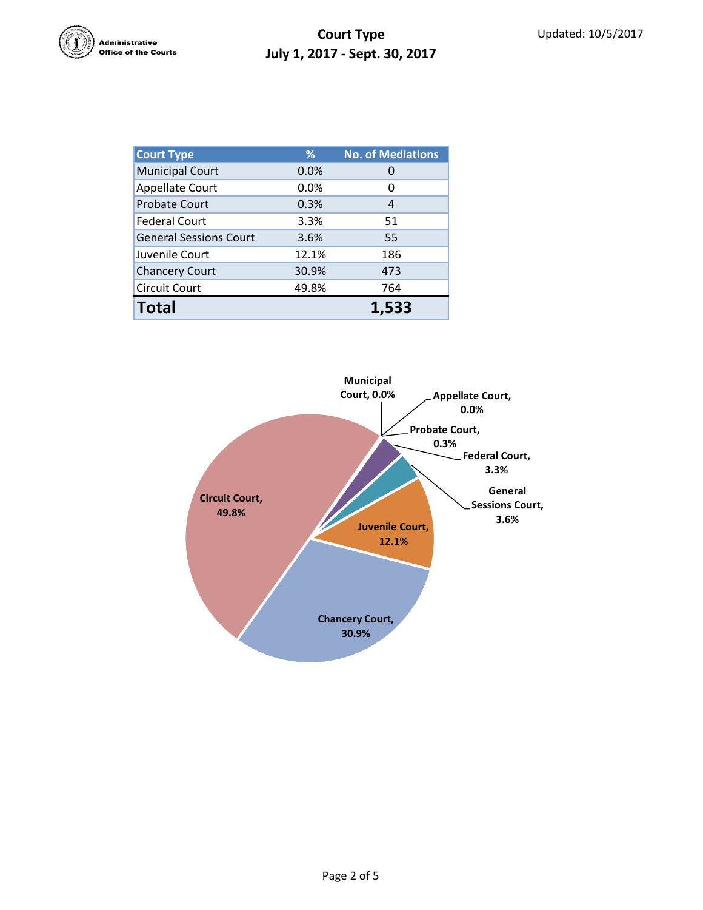Administrative Office of the Courts

Updated: 10/5/2017

# Court Type
## July 1, 2017 - Sept. 30, 2017

| Court Type | % | No. of Mediations |
|---|---|---|
| Municipal Court | 0.0% | 0 |
| Appellate Court | 0.0% | 0 |
| Probate Court | 0.3% | 4 |
| Federal Court | 3.3% | 51 |
| General Sessions Court | 3.6% | 55 |
| Juvenile Court | 12.1% | 186 |
| Chancery Court | 30.9% | 473 |
| Circuit Court | 49.8% | 764 |
| **Total** | | **1,533** |

Municipal Court, 0.0%
Appellate Court, 0.0%
Probate Court, 0.3%
Federal Court, 3.3%
General Sessions Court, 3.6%
Juvenile Court, 12.1%
Chancery Court, 30.9%
Circuit Court, 49.8%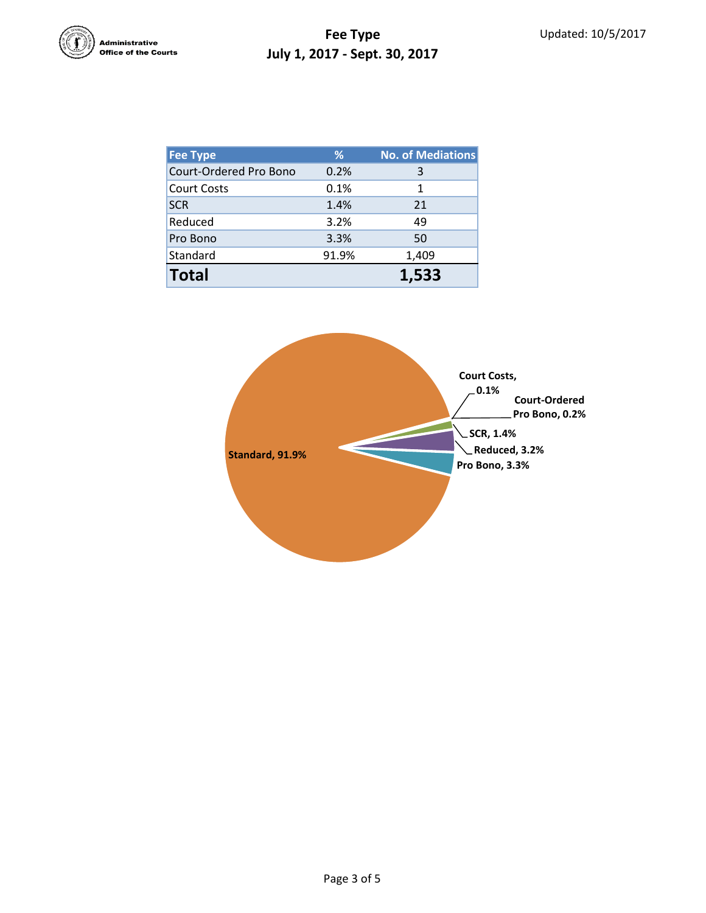# Fee Type

## July 1, 2017 - Sept. 30, 2017

Updated: 10/5/2017

| Fee Type | % | No. of Mediations |
|---|---|---|
| Court-Ordered Pro Bono | 0.2% | 3 |
| Court Costs | 0.1% | 1 |
| SCR | 1.4% | 21 |
| Reduced | 3.2% | 49 |
| Pro Bono | 3.3% | 50 |
| Standard | 91.9% | 1,409 |
| **Total** | | **1,533** |

Standard, 91.9%
Court Costs, 0.1%
Court-Ordered Pro Bono, 0.2%
SCR, 1.4%
Reduced, 3.2%
Pro Bono, 3.3%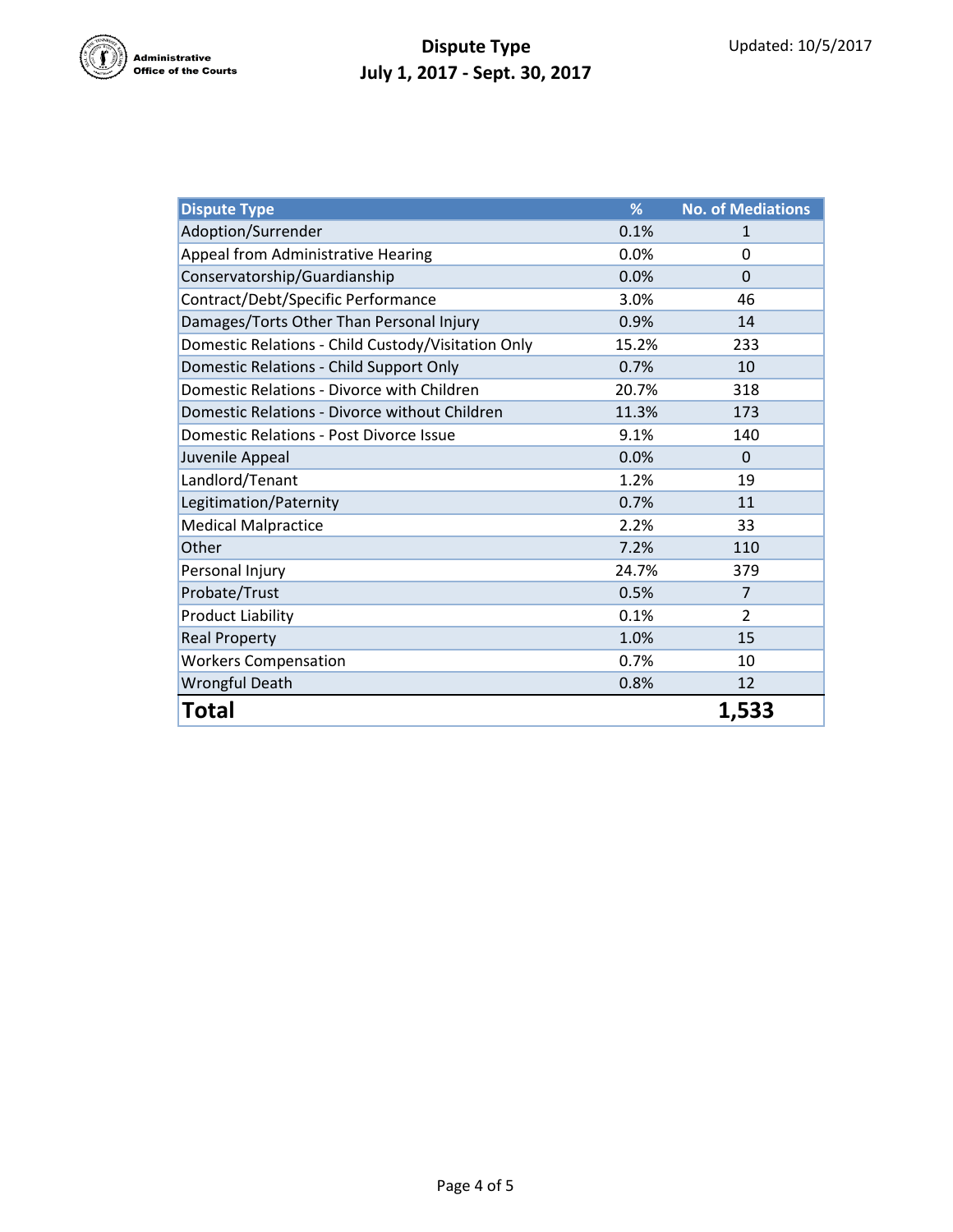Administrative Office of the Courts

# Dispute Type
## July 1, 2017 - Sept. 30, 2017

Updated: 10/5/2017

| Dispute Type | % | No. of Mediations |
|---|---|---|
| Adoption/Surrender | 0.1% | 1 |
| Appeal from Administrative Hearing | 0.0% | 0 |
| Conservatorship/Guardianship | 0.0% | 0 |
| Contract/Debt/Specific Performance | 3.0% | 46 |
| Damages/Torts Other Than Personal Injury | 0.9% | 14 |
| Domestic Relations - Child Custody/Visitation Only | 15.2% | 233 |
| Domestic Relations - Child Support Only | 0.7% | 10 |
| Domestic Relations - Divorce with Children | 20.7% | 318 |
| Domestic Relations - Divorce without Children | 11.3% | 173 |
| Domestic Relations - Post Divorce Issue | 9.1% | 140 |
| Juvenile Appeal | 0.0% | 0 |
| Landlord/Tenant | 1.2% | 19 |
| Legitimation/Paternity | 0.7% | 11 |
| Medical Malpractice | 2.2% | 33 |
| Other | 7.2% | 110 |
| Personal Injury | 24.7% | 379 |
| Probate/Trust | 0.5% | 7 |
| Product Liability | 0.1% | 2 |
| Real Property | 1.0% | 15 |
| Workers Compensation | 0.7% | 10 |
| Wrongful Death | 0.8% | 12 |
| **Total** | | **1,533** |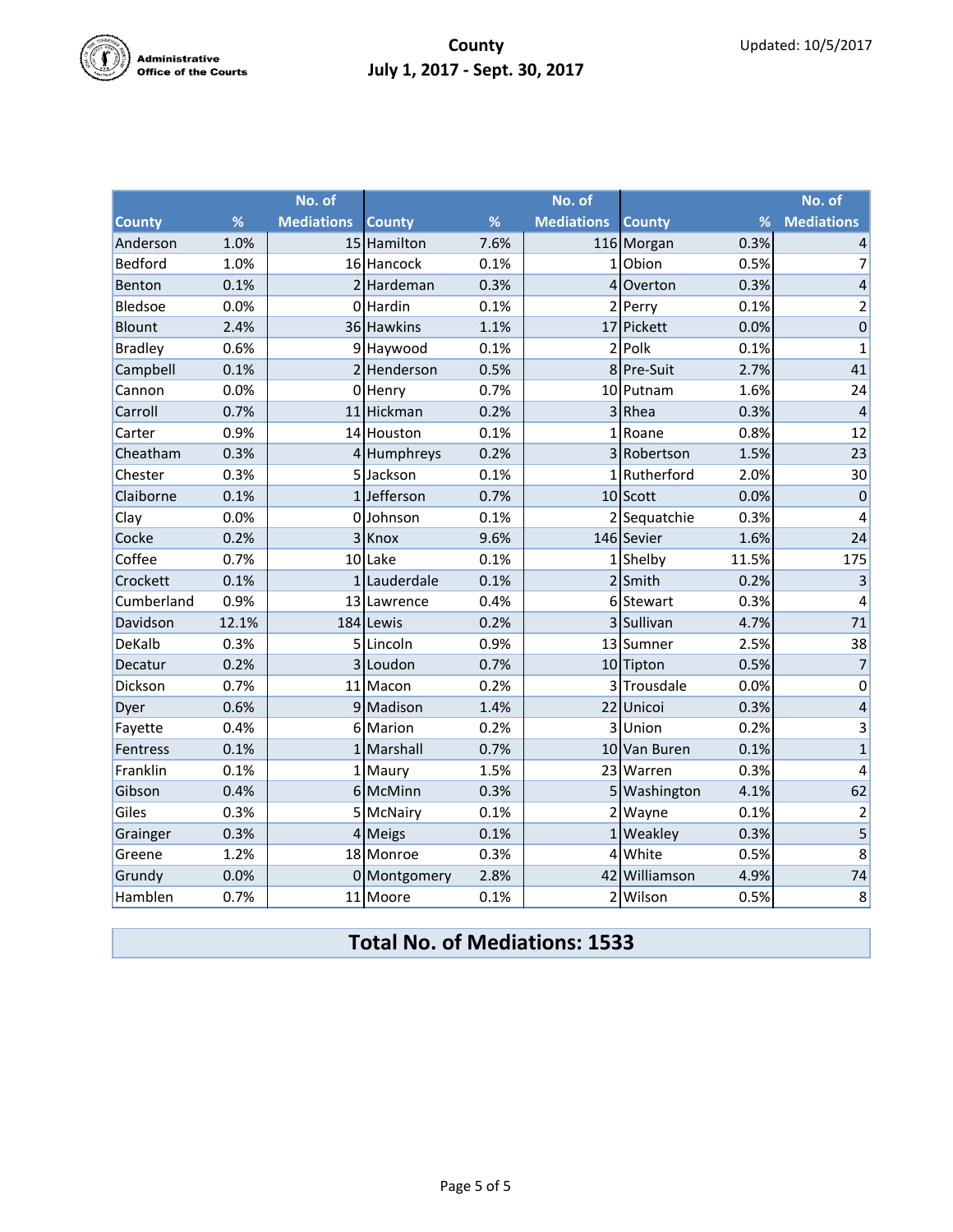# County

## July 1, 2017 - Sept. 30, 2017

Updated: 10/5/2017

| County | % | No. of Mediations | County | % | No. of Mediations | County | % | No. of Mediations |
|---|---|---|---|---|---|---|---|---|
| Anderson | 1.0% | 15 | Hamilton | 7.6% | 116 | Morgan | 0.3% | 4 |
| Bedford | 1.0% | 16 | Hancock | 0.1% | 1 | Obion | 0.5% | 7 |
| Benton | 0.1% | 2 | Hardeman | 0.3% | 4 | Overton | 0.3% | 4 |
| Bledsoe | 0.0% | 0 | Hardin | 0.1% | 2 | Perry | 0.1% | 2 |
| Blount | 2.4% | 36 | Hawkins | 1.1% | 17 | Pickett | 0.0% | 0 |
| Bradley | 0.6% | 9 | Haywood | 0.1% | 2 | Polk | 0.1% | 1 |
| Campbell | 0.1% | 2 | Henderson | 0.5% | 8 | Pre-Suit | 2.7% | 41 |
| Cannon | 0.0% | 0 | Henry | 0.7% | 10 | Putnam | 1.6% | 24 |
| Carroll | 0.7% | 11 | Hickman | 0.2% | 3 | Rhea | 0.3% | 4 |
| Carter | 0.9% | 14 | Houston | 0.1% | 1 | Roane | 0.8% | 12 |
| Cheatham | 0.3% | 4 | Humphreys | 0.2% | 3 | Robertson | 1.5% | 23 |
| Chester | 0.3% | 5 | Jackson | 0.1% | 1 | Rutherford | 2.0% | 30 |
| Claiborne | 0.1% | 1 | Jefferson | 0.7% | 10 | Scott | 0.0% | 0 |
| Clay | 0.0% | 0 | Johnson | 0.1% | 2 | Sequatchie | 0.3% | 4 |
| Cocke | 0.2% | 3 | Knox | 9.6% | 146 | Sevier | 1.6% | 24 |
| Coffee | 0.7% | 10 | Lake | 0.1% | 1 | Shelby | 11.5% | 175 |
| Crockett | 0.1% | 1 | Lauderdale | 0.1% | 2 | Smith | 0.2% | 3 |
| Cumberland | 0.9% | 13 | Lawrence | 0.4% | 6 | Stewart | 0.3% | 4 |
| Davidson | 12.1% | 184 | Lewis | 0.2% | 3 | Sullivan | 4.7% | 71 |
| DeKalb | 0.3% | 5 | Lincoln | 0.9% | 13 | Sumner | 2.5% | 38 |
| Decatur | 0.2% | 3 | Loudon | 0.7% | 10 | Tipton | 0.5% | 7 |
| Dickson | 0.7% | 11 | Macon | 0.2% | 3 | Trousdale | 0.0% | 0 |
| Dyer | 0.6% | 9 | Madison | 1.4% | 22 | Unicoi | 0.3% | 4 |
| Fayette | 0.4% | 6 | Marion | 0.2% | 3 | Union | 0.2% | 3 |
| Fentress | 0.1% | 1 | Marshall | 0.7% | 10 | Van Buren | 0.1% | 1 |
| Franklin | 0.1% | 1 | Maury | 1.5% | 23 | Warren | 0.3% | 4 |
| Gibson | 0.4% | 6 | McMinn | 0.3% | 5 | Washington | 4.1% | 62 |
| Giles | 0.3% | 5 | McNairy | 0.1% | 2 | Wayne | 0.1% | 2 |
| Grainger | 0.3% | 4 | Meigs | 0.1% | 1 | Weakley | 0.3% | 5 |
| Greene | 1.2% | 18 | Monroe | 0.3% | 4 | White | 0.5% | 8 |
| Grundy | 0.0% | 0 | Montgomery | 2.8% | 42 | Williamson | 4.9% | 74 |
| Hamblen | 0.7% | 11 | Moore | 0.1% | 2 | Wilson | 0.5% | 8 |

**Total No. of Mediations: 1533**